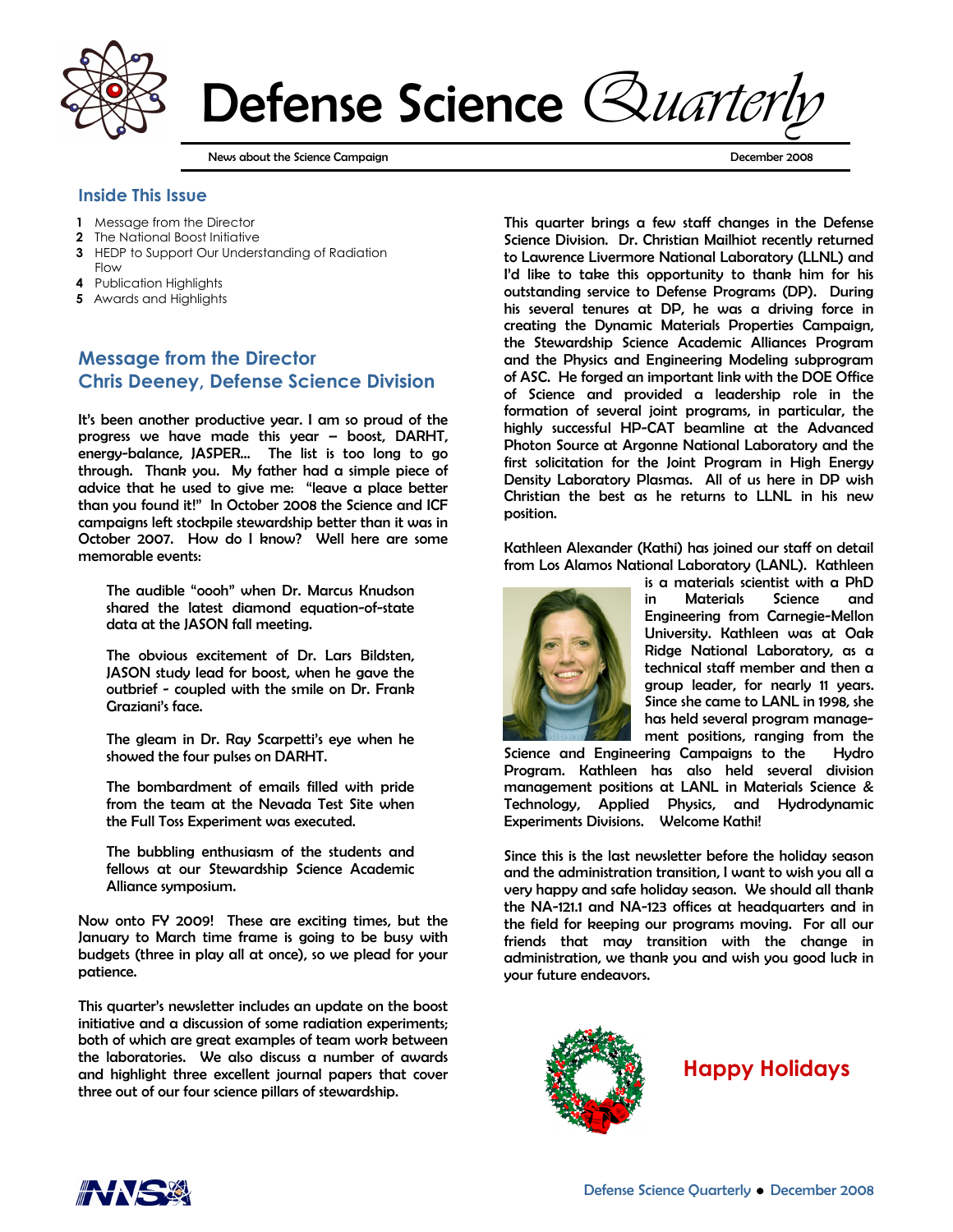# Defense Science *Quarterly*

News about the Science Campaign — December 2008

## Inside This Issue

1. Message from the Director
2. The National Boost Initiative
3. HEDP to Support Our Understanding of Radiation Flow
4. Publication Highlights
5. Awards and Highlights

## Message from the Director
## Chris Deeney, Defense Science Division

It's been another productive year. I am so proud of the progress we have made this year – boost, DARHT, energy-balance, JASPER… The list is too long to go through. Thank you. My father had a simple piece of advice that he used to give me: "leave a place better than you found it!" In October 2008 the Science and ICF campaigns left stockpile stewardship better than it was in October 2007. How do I know? Well here are some memorable events:

> The audible "oooh" when Dr. Marcus Knudson shared the latest diamond equation-of-state data at the JASON fall meeting.
>
> The obvious excitement of Dr. Lars Bildsten, JASON study lead for boost, when he gave the outbrief - coupled with the smile on Dr. Frank Graziani's face.
>
> The gleam in Dr. Ray Scarpetti's eye when he showed the four pulses on DARHT.
>
> The bombardment of emails filled with pride from the team at the Nevada Test Site when the Full Toss Experiment was executed.
>
> The bubbling enthusiasm of the students and fellows at our Stewardship Science Academic Alliance symposium.

Now onto FY 2009! These are exciting times, but the January to March time frame is going to be busy with budgets (three in play all at once), so we plead for your patience.

This quarter's newsletter includes an update on the boost initiative and a discussion of some radiation experiments; both of which are great examples of team work between the laboratories. We also discuss a number of awards and highlight three excellent journal papers that cover three out of our four science pillars of stewardship.

This quarter brings a few staff changes in the Defense Science Division. Dr. Christian Mailhiot recently returned to Lawrence Livermore National Laboratory (LLNL) and I'd like to take this opportunity to thank him for his outstanding service to Defense Programs (DP). During his several tenures at DP, he was a driving force in creating the Dynamic Materials Properties Campaign, the Stewardship Science Academic Alliances Program and the Physics and Engineering Modeling subprogram of ASC. He forged an important link with the DOE Office of Science and provided a leadership role in the formation of several joint programs, in particular, the highly successful HP-CAT beamline at the Advanced Photon Source at Argonne National Laboratory and the first solicitation for the Joint Program in High Energy Density Laboratory Plasmas. All of us here in DP wish Christian the best as he returns to LLNL in his new position.

Kathleen Alexander (Kathi) has joined our staff on detail from Los Alamos National Laboratory (LANL). Kathleen is a materials scientist with a PhD in Materials Science and Engineering from Carnegie-Mellon University. Kathleen was at Oak Ridge National Laboratory, as a technical staff member and then a group leader, for nearly 11 years. Since she came to LANL in 1998, she has held several program management positions, ranging from the Science and Engineering Campaigns to the Hydro Program. Kathleen has also held several division management positions at LANL in Materials Science & Technology, Applied Physics, and Hydrodynamic Experiments Divisions. Welcome Kathi!

Since this is the last newsletter before the holiday season and the administration transition, I want to wish you all a very happy and safe holiday season. We should all thank the NA-121.1 and NA-123 offices at headquarters and in the field for keeping our programs moving. For all our friends that may transition with the change in administration, we thank you and wish you good luck in your future endeavors.

**Happy Holidays**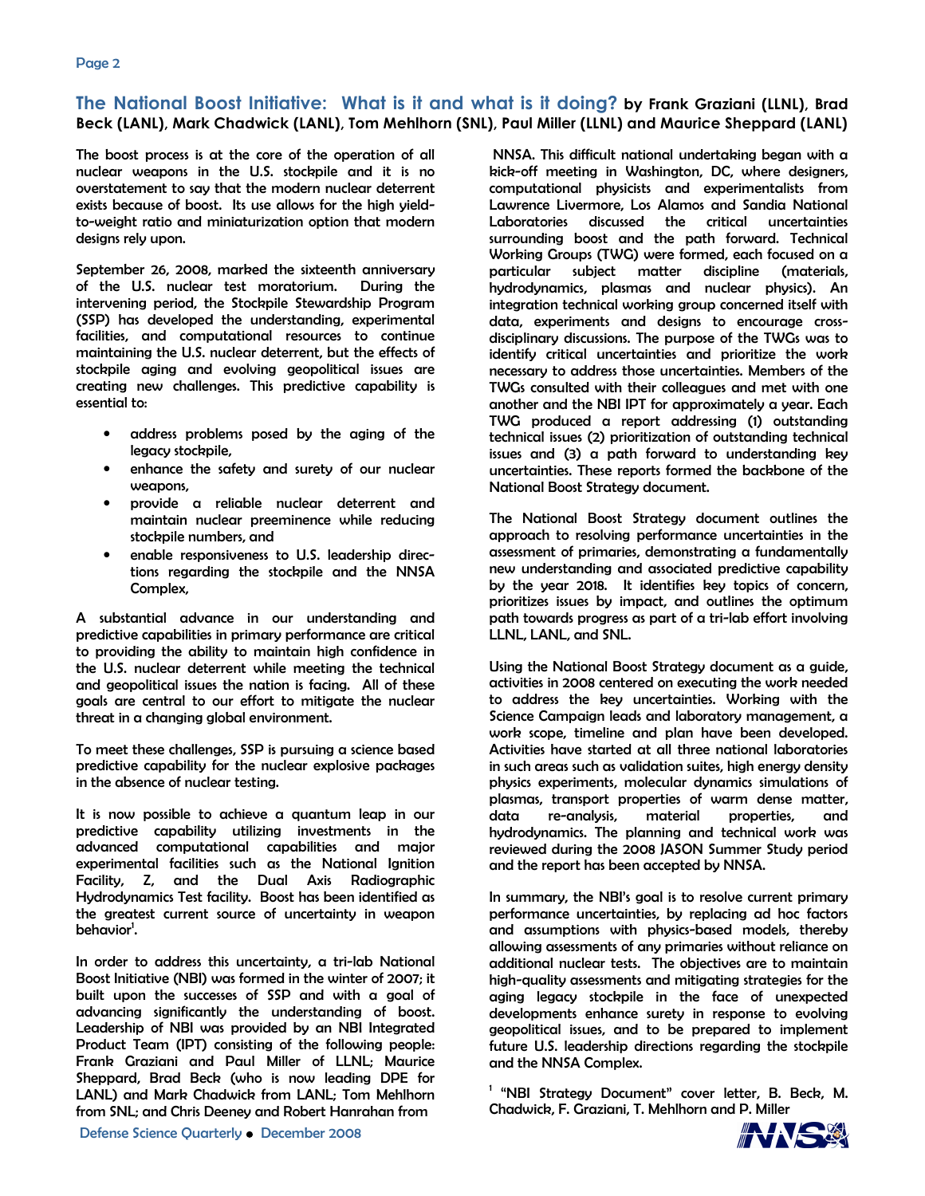## The National Boost Initiative: What is it and what is it doing? by Frank Graziani (LLNL), Brad Beck (LANL), Mark Chadwick (LANL), Tom Mehlhorn (SNL), Paul Miller (LLNL) and Maurice Sheppard (LANL)

The boost process is at the core of the operation of all nuclear weapons in the U.S. stockpile and it is no overstatement to say that the modern nuclear deterrent exists because of boost. Its use allows for the high yield-to-weight ratio and miniaturization option that modern designs rely upon.

September 26, 2008, marked the sixteenth anniversary of the U.S. nuclear test moratorium. During the intervening period, the Stockpile Stewardship Program (SSP) has developed the understanding, experimental facilities, and computational resources to continue maintaining the U.S. nuclear deterrent, but the effects of stockpile aging and evolving geopolitical issues are creating new challenges. This predictive capability is essential to:

- address problems posed by the aging of the legacy stockpile,
- enhance the safety and surety of our nuclear weapons,
- provide a reliable nuclear deterrent and maintain nuclear preeminence while reducing stockpile numbers, and
- enable responsiveness to U.S. leadership directions regarding the stockpile and the NNSA Complex,

A substantial advance in our understanding and predictive capabilities in primary performance are critical to providing the ability to maintain high confidence in the U.S. nuclear deterrent while meeting the technical and geopolitical issues the nation is facing. All of these goals are central to our effort to mitigate the nuclear threat in a changing global environment.

To meet these challenges, SSP is pursuing a science based predictive capability for the nuclear explosive packages in the absence of nuclear testing.

It is now possible to achieve a quantum leap in our predictive capability utilizing investments in the advanced computational capabilities and major experimental facilities such as the National Ignition Facility, Z, and the Dual Axis Radiographic Hydrodynamics Test facility. Boost has been identified as the greatest current source of uncertainty in weapon behavior[1].

In order to address this uncertainty, a tri-lab National Boost Initiative (NBI) was formed in the winter of 2007; it built upon the successes of SSP and with a goal of advancing significantly the understanding of boost. Leadership of NBI was provided by an NBI Integrated Product Team (IPT) consisting of the following people: Frank Graziani and Paul Miller of LLNL; Maurice Sheppard, Brad Beck (who is now leading DPE for LANL) and Mark Chadwick from LANL; Tom Mehlhorn from SNL; and Chris Deeney and Robert Hanrahan from NNSA. This difficult national undertaking began with a kick-off meeting in Washington, DC, where designers, computational physicists and experimentalists from Lawrence Livermore, Los Alamos and Sandia National Laboratories discussed the critical uncertainties surrounding boost and the path forward. Technical Working Groups (TWG) were formed, each focused on a particular subject matter discipline (materials, hydrodynamics, plasmas and nuclear physics). An integration technical working group concerned itself with data, experiments and designs to encourage cross-disciplinary discussions. The purpose of the TWGs was to identify critical uncertainties and prioritize the work necessary to address those uncertainties. Members of the TWGs consulted with their colleagues and met with one another and the NBI IPT for approximately a year. Each TWG produced a report addressing (1) outstanding technical issues (2) prioritization of outstanding technical issues and (3) a path forward to understanding key uncertainties. These reports formed the backbone of the National Boost Strategy document.

The National Boost Strategy document outlines the approach to resolving performance uncertainties in the assessment of primaries, demonstrating a fundamentally new understanding and associated predictive capability by the year 2018. It identifies key topics of concern, prioritizes issues by impact, and outlines the optimum path towards progress as part of a tri-lab effort involving LLNL, LANL, and SNL.

Using the National Boost Strategy document as a guide, activities in 2008 centered on executing the work needed to address the key uncertainties. Working with the Science Campaign leads and laboratory management, a work scope, timeline and plan have been developed. Activities have started at all three national laboratories in such areas such as validation suites, high energy density physics experiments, molecular dynamics simulations of plasmas, transport properties of warm dense matter, data re-analysis, material properties, and hydrodynamics. The planning and technical work was reviewed during the 2008 JASON Summer Study period and the report has been accepted by NNSA.

In summary, the NBI's goal is to resolve current primary performance uncertainties, by replacing ad hoc factors and assumptions with physics-based models, thereby allowing assessments of any primaries without reliance on additional nuclear tests. The objectives are to maintain high-quality assessments and mitigating strategies for the aging legacy stockpile in the face of unexpected developments enhance surety in response to evolving geopolitical issues, and to be prepared to implement future U.S. leadership directions regarding the stockpile and the NNSA Complex.

[1] "NBI Strategy Document" cover letter, B. Beck, M. Chadwick, F. Graziani, T. Mehlhorn and P. Miller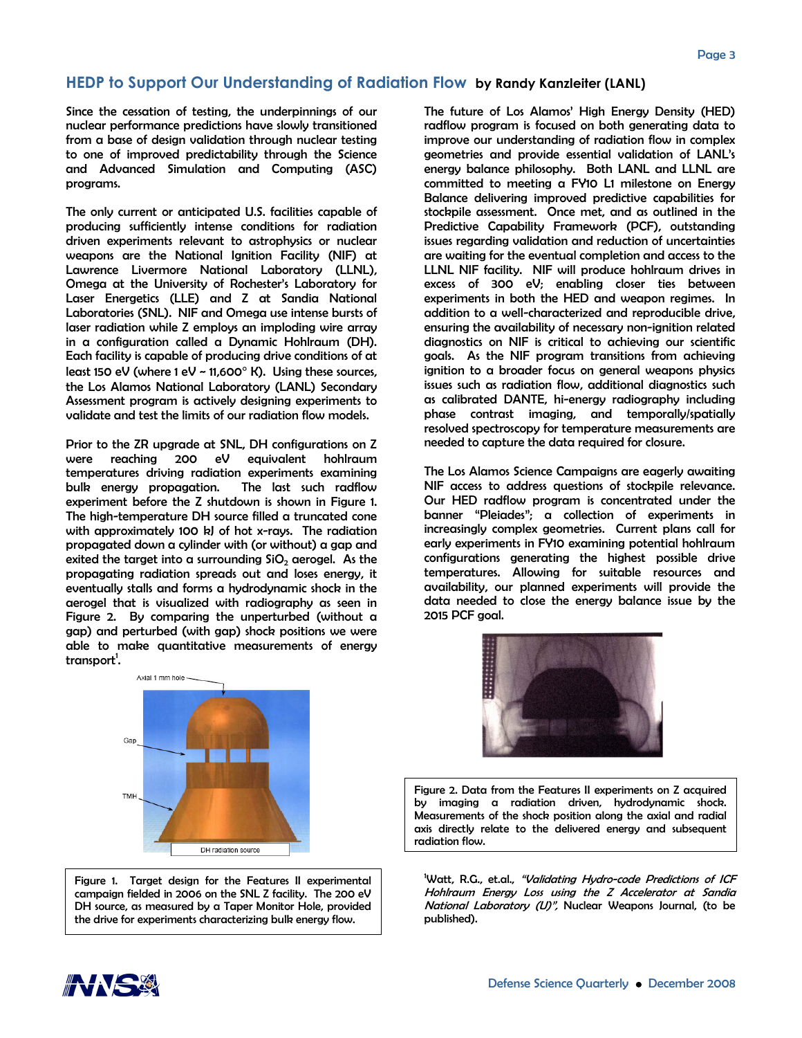## HEDP to Support Our Understanding of Radiation Flow by Randy Kanzleiter (LANL)

Since the cessation of testing, the underpinnings of our nuclear performance predictions have slowly transitioned from a base of design validation through nuclear testing to one of improved predictability through the Science and Advanced Simulation and Computing (ASC) programs.

The only current or anticipated U.S. facilities capable of producing sufficiently intense conditions for radiation driven experiments relevant to astrophysics or nuclear weapons are the National Ignition Facility (NIF) at Lawrence Livermore National Laboratory (LLNL), Omega at the University of Rochester's Laboratory for Laser Energetics (LLE) and Z at Sandia National Laboratories (SNL). NIF and Omega use intense bursts of laser radiation while Z employs an imploding wire array in a configuration called a Dynamic Hohlraum (DH). Each facility is capable of producing drive conditions of at least 150 eV (where 1 eV ~ 11,600° K). Using these sources, the Los Alamos National Laboratory (LANL) Secondary Assessment program is actively designing experiments to validate and test the limits of our radiation flow models.

Prior to the ZR upgrade at SNL, DH configurations on Z were reaching 200 eV equivalent hohlraum temperatures driving radiation experiments examining bulk energy propagation. The last such radflow experiment before the Z shutdown is shown in Figure 1. The high-temperature DH source filled a truncated cone with approximately 100 kJ of hot x-rays. The radiation propagated down a cylinder with (or without) a gap and exited the target into a surrounding $SiO_2$ aerogel. As the propagating radiation spreads out and loses energy, it eventually stalls and forms a hydrodynamic shock in the aerogel that is visualized with radiography as seen in Figure 2. By comparing the unperturbed (without a gap) and perturbed (with gap) shock positions we were able to make quantitative measurements of energy transport[1].

Axial 1 mm hole

Gap

TMH

DH radiation source

Figure 1. Target design for the Features II experimental campaign fielded in 2006 on the SNL Z facility. The 200 eV DH source, as measured by a Taper Monitor Hole, provided the drive for experiments characterizing bulk energy flow.

The future of Los Alamos' High Energy Density (HED) radflow program is focused on both generating data to improve our understanding of radiation flow in complex geometries and provide essential validation of LANL's energy balance philosophy. Both LANL and LLNL are committed to meeting a FY10 L1 milestone on Energy Balance delivering improved predictive capabilities for stockpile assessment. Once met, and as outlined in the Predictive Capability Framework (PCF), outstanding issues regarding validation and reduction of uncertainties are waiting for the eventual completion and access to the LLNL NIF facility. NIF will produce hohlraum drives in excess of 300 eV; enabling closer ties between experiments in both the HED and weapon regimes. In addition to a well-characterized and reproducible drive, ensuring the availability of necessary non-ignition related diagnostics on NIF is critical to achieving our scientific goals. As the NIF program transitions from achieving ignition to a broader focus on general weapons physics issues such as radiation flow, additional diagnostics such as calibrated DANTE, hi-energy radiography including phase contrast imaging, and temporally/spatially resolved spectroscopy for temperature measurements are needed to capture the data required for closure.

The Los Alamos Science Campaigns are eagerly awaiting NIF access to address questions of stockpile relevance. Our HED radflow program is concentrated under the banner "Pleiades"; a collection of experiments in increasingly complex geometries. Current plans call for early experiments in FY10 examining potential hohlraum configurations generating the highest possible drive temperatures. Allowing for suitable resources and availability, our planned experiments will provide the data needed to close the energy balance issue by the 2015 PCF goal.

Figure 2. Data from the Features II experiments on Z acquired by imaging a radiation driven, hydrodynamic shock. Measurements of the shock position along the axial and radial axis directly relate to the delivered energy and subsequent radiation flow.

[1]Watt, R.G., et.al., *"Validating Hydro-code Predictions of ICF Hohlraum Energy Loss using the Z Accelerator at Sandia National Laboratory (U)",* Nuclear Weapons Journal, (to be published).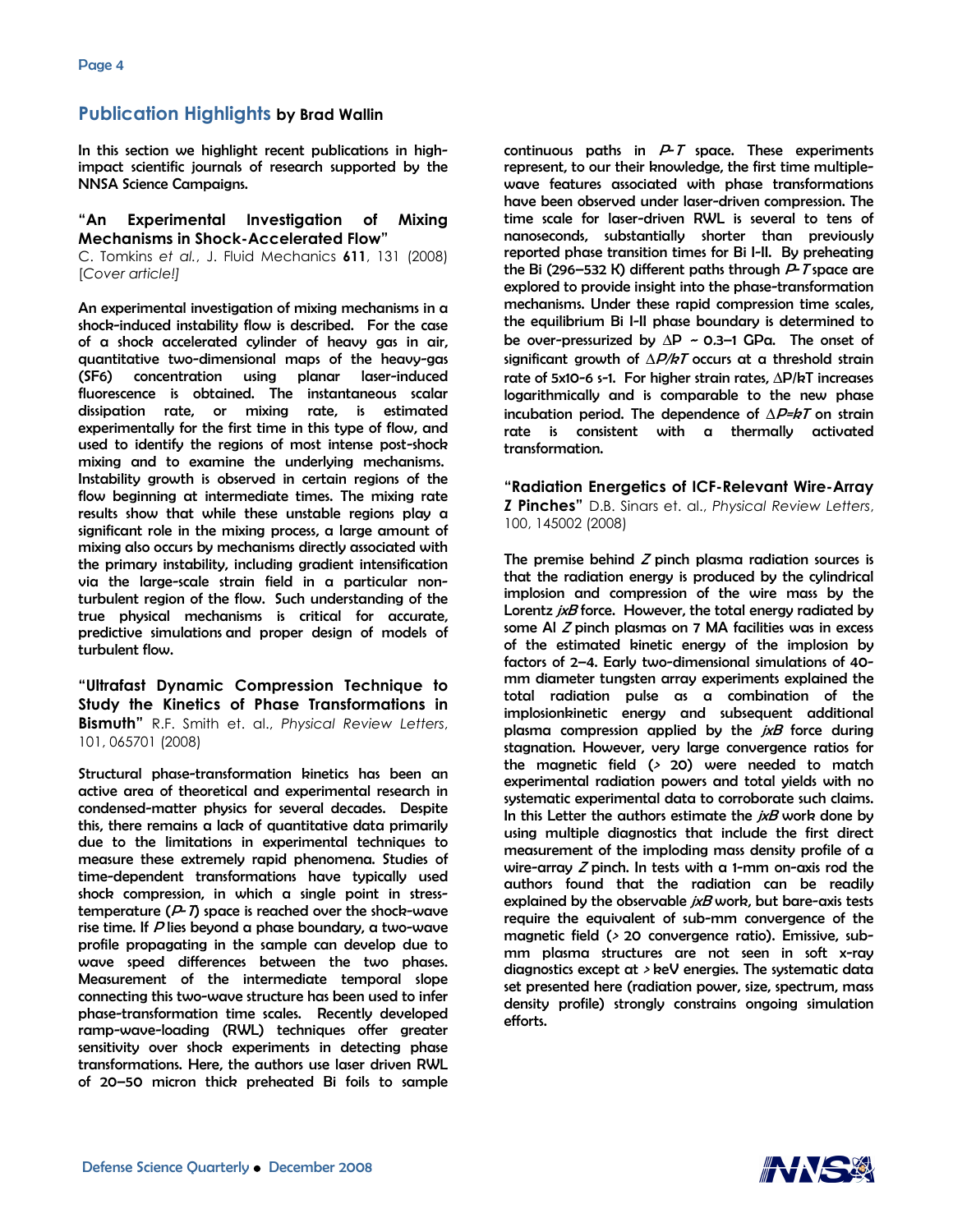## Publication Highlights by Brad Wallin

In this section we highlight recent publications in high-impact scientific journals of research supported by the NNSA Science Campaigns.

### "An Experimental Investigation of Mixing Mechanisms in Shock-Accelerated Flow"

C. Tomkins *et al.*, J. Fluid Mechanics **611**, 131 (2008) *[Cover article!]*

An experimental investigation of mixing mechanisms in a shock-induced instability flow is described. For the case of a shock accelerated cylinder of heavy gas in air, quantitative two-dimensional maps of the heavy-gas (SF6) concentration using planar laser-induced fluorescence is obtained. The instantaneous scalar dissipation rate, or mixing rate, is estimated experimentally for the first time in this type of flow, and used to identify the regions of most intense post-shock mixing and to examine the underlying mechanisms. Instability growth is observed in certain regions of the flow beginning at intermediate times. The mixing rate results show that while these unstable regions play a significant role in the mixing process, a large amount of mixing also occurs by mechanisms directly associated with the primary instability, including gradient intensification via the large-scale strain field in a particular non-turbulent region of the flow. Such understanding of the true physical mechanisms is critical for accurate, predictive simulations and proper design of models of turbulent flow.

### "Ultrafast Dynamic Compression Technique to Study the Kinetics of Phase Transformations in Bismuth"

R.F. Smith et. al., *Physical Review Letters*, 101, 065701 (2008)

Structural phase-transformation kinetics has been an active area of theoretical and experimental research in condensed-matter physics for several decades. Despite this, there remains a lack of quantitative data primarily due to the limitations in experimental techniques to measure these extremely rapid phenomena. Studies of time-dependent transformations have typically used shock compression, in which a single point in stress-temperature (*P-T*) space is reached over the shock-wave rise time. If *P* lies beyond a phase boundary, a two-wave profile propagating in the sample can develop due to wave speed differences between the two phases. Measurement of the intermediate temporal slope connecting this two-wave structure has been used to infer phase-transformation time scales. Recently developed ramp-wave-loading (RWL) techniques offer greater sensitivity over shock experiments in detecting phase transformations. Here, the authors use laser driven RWL of 20–50 micron thick preheated Bi foils to sample continuous paths in *P-T* space. These experiments represent, to our their knowledge, the first time multiple-wave features associated with phase transformations have been observed under laser-driven compression. The time scale for laser-driven RWL is several to tens of nanoseconds, substantially shorter than previously reported phase transition times for Bi I-II. By preheating the Bi (296–532 K) different paths through *P-T* space are explored to provide insight into the phase-transformation mechanisms. Under these rapid compression time scales, the equilibrium Bi I-II phase boundary is determined to be over-pressurized by $\Delta P \sim 0.3$–1 GPa. The onset of significant growth of $\Delta P/kT$ occurs at a threshold strain rate of 5x10-6 s-1. For higher strain rates, $\Delta P/kT$ increases logarithmically and is comparable to the new phase incubation period. The dependence of $\Delta P$=$kT$ on strain rate is consistent with a thermally activated transformation.

### "Radiation Energetics of ICF-Relevant Wire-Array Z Pinches"

D.B. Sinars et. al., *Physical Review Letters*, 100, 145002 (2008)

The premise behind *Z* pinch plasma radiation sources is that the radiation energy is produced by the cylindrical implosion and compression of the wire mass by the Lorentz *jxB* force. However, the total energy radiated by some Al *Z* pinch plasmas on 7 MA facilities was in excess of the estimated kinetic energy of the implosion by factors of 2–4. Early two-dimensional simulations of 40-mm diameter tungsten array experiments explained the total radiation pulse as a combination of the implosionkinetic energy and subsequent additional plasma compression applied by the *jxB* force during stagnation. However, very large convergence ratios for the magnetic field (> 20) were needed to match experimental radiation powers and total yields with no systematic experimental data to corroborate such claims. In this Letter the authors estimate the *jxB* work done by using multiple diagnostics that include the first direct measurement of the imploding mass density profile of a wire-array *Z* pinch. In tests with a 1-mm on-axis rod the authors found that the radiation can be readily explained by the observable *jxB* work, but bare-axis tests require the equivalent of sub-mm convergence of the magnetic field (> 20 convergence ratio). Emissive, sub-mm plasma structures are not seen in soft x-ray diagnostics except at > keV energies. The systematic data set presented here (radiation power, size, spectrum, mass density profile) strongly constrains ongoing simulation efforts.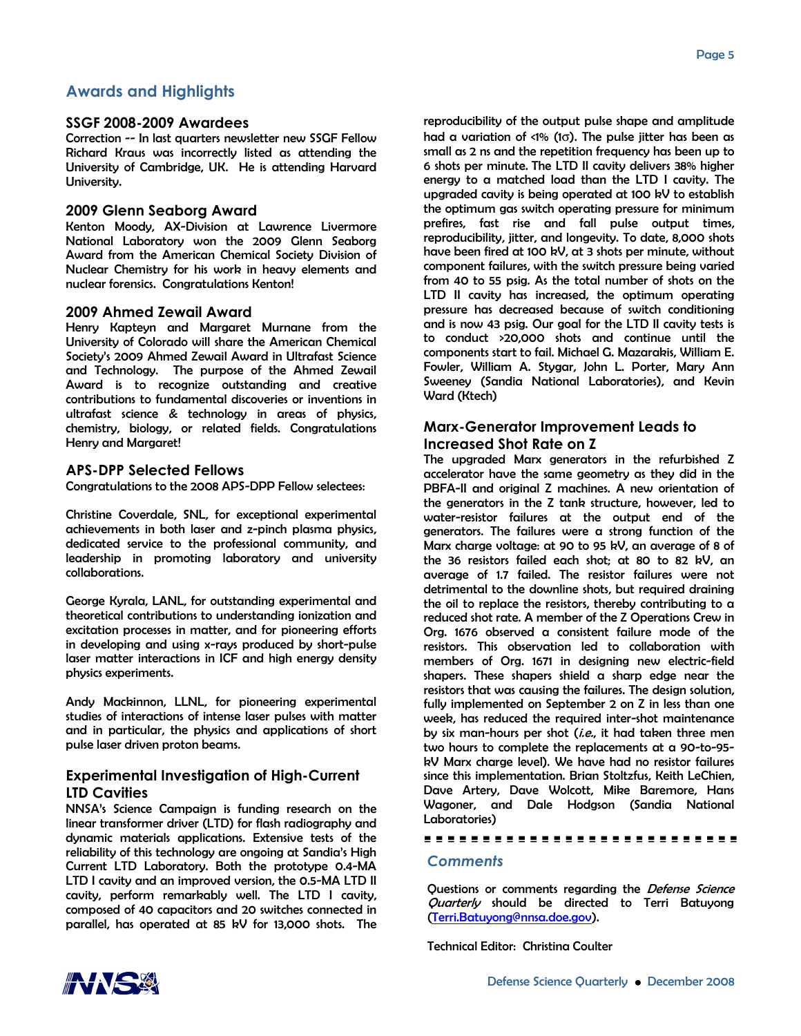## Awards and Highlights

### SSGF 2008-2009 Awardees

Correction -- In last quarters newsletter new SSGF Fellow Richard Kraus was incorrectly listed as attending the University of Cambridge, UK. He is attending Harvard University.

### 2009 Glenn Seaborg Award

Kenton Moody, AX-Division at Lawrence Livermore National Laboratory won the 2009 Glenn Seaborg Award from the American Chemical Society Division of Nuclear Chemistry for his work in heavy elements and nuclear forensics. Congratulations Kenton!

### 2009 Ahmed Zewail Award

Henry Kapteyn and Margaret Murnane from the University of Colorado will share the American Chemical Society's 2009 Ahmed Zewail Award in Ultrafast Science and Technology. The purpose of the Ahmed Zewail Award is to recognize outstanding and creative contributions to fundamental discoveries or inventions in ultrafast science & technology in areas of physics, chemistry, biology, or related fields. Congratulations Henry and Margaret!

### APS-DPP Selected Fellows

Congratulations to the 2008 APS-DPP Fellow selectees:

Christine Coverdale, SNL, for exceptional experimental achievements in both laser and z-pinch plasma physics, dedicated service to the professional community, and leadership in promoting laboratory and university collaborations.

George Kyrala, LANL, for outstanding experimental and theoretical contributions to understanding ionization and excitation processes in matter, and for pioneering efforts in developing and using x-rays produced by short-pulse laser matter interactions in ICF and high energy density physics experiments.

Andy Mackinnon, LLNL, for pioneering experimental studies of interactions of intense laser pulses with matter and in particular, the physics and applications of short pulse laser driven proton beams.

### Experimental Investigation of High-Current LTD Cavities

NNSA's Science Campaign is funding research on the linear transformer driver (LTD) for flash radiography and dynamic materials applications. Extensive tests of the reliability of this technology are ongoing at Sandia's High Current LTD Laboratory. Both the prototype 0.4-MA LTD I cavity and an improved version, the 0.5-MA LTD II cavity, perform remarkably well. The LTD I cavity, composed of 40 capacitors and 20 switches connected in parallel, has operated at 85 kV for 13,000 shots. The reproducibility of the output pulse shape and amplitude had a variation of <1% (1σ). The pulse jitter has been as small as 2 ns and the repetition frequency has been up to 6 shots per minute. The LTD II cavity delivers 38% higher energy to a matched load than the LTD I cavity. The upgraded cavity is being operated at 100 kV to establish the optimum gas switch operating pressure for minimum prefires, fast rise and fall pulse output times, reproducibility, jitter, and longevity. To date, 8,000 shots have been fired at 100 kV, at 3 shots per minute, without component failures, with the switch pressure being varied from 40 to 55 psig. As the total number of shots on the LTD II cavity has increased, the optimum operating pressure has decreased because of switch conditioning and is now 43 psig. Our goal for the LTD II cavity tests is to conduct >20,000 shots and continue until the components start to fail. Michael G. Mazarakis, William E. Fowler, William A. Stygar, John L. Porter, Mary Ann Sweeney (Sandia National Laboratories), and Kevin Ward (Ktech)

### Marx-Generator Improvement Leads to Increased Shot Rate on Z

The upgraded Marx generators in the refurbished Z accelerator have the same geometry as they did in the PBFA-II and original Z machines. A new orientation of the generators in the Z tank structure, however, led to water-resistor failures at the output end of the generators. The failures were a strong function of the Marx charge voltage: at 90 to 95 kV, an average of 8 of the 36 resistors failed each shot; at 80 to 82 kV, an average of 1.7 failed. The resistor failures were not detrimental to the downline shots, but required draining the oil to replace the resistors, thereby contributing to a reduced shot rate. A member of the Z Operations Crew in Org. 1676 observed a consistent failure mode of the resistors. This observation led to collaboration with members of Org. 1671 in designing new electric-field shapers. These shapers shield a sharp edge near the resistors that was causing the failures. The design solution, fully implemented on September 2 on Z in less than one week, has reduced the required inter-shot maintenance by six man-hours per shot (*i.e.*, it had taken three men two hours to complete the replacements at a 90-to-95-kV Marx charge level). We have had no resistor failures since this implementation. Brian Stoltzfus, Keith LeChien, Dave Artery, Dave Wolcott, Mike Baremore, Hans Wagoner, and Dale Hodgson (Sandia National Laboratories)

---

## *Comments*

Questions or comments regarding the *Defense Science Quarterly* should be directed to Terri Batuyong (Terri.Batuyong@nnsa.doe.gov).

Technical Editor: Christina Coulter